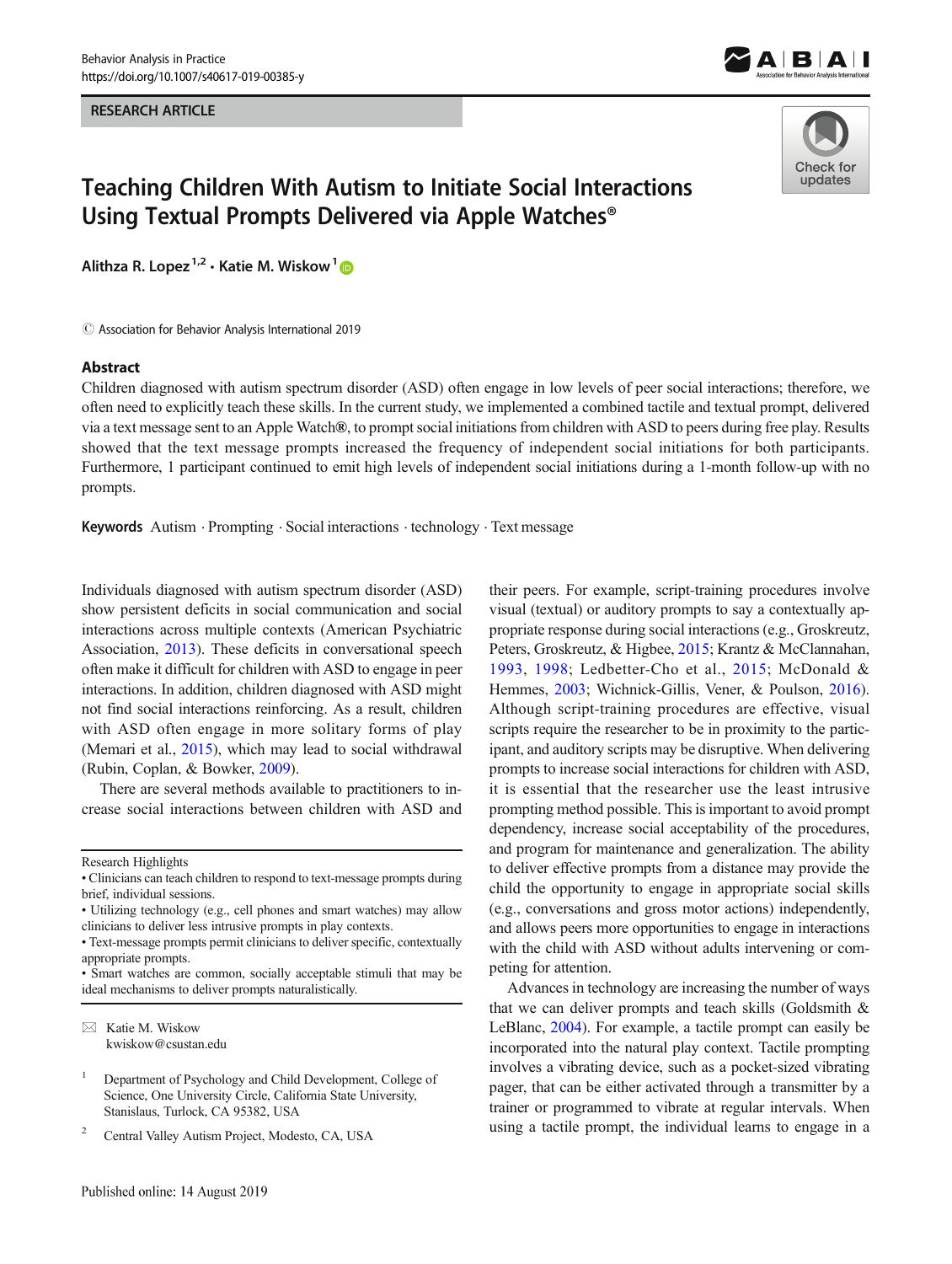RESEARCH ARTICLE

# Teaching Children With Autism to Initiate Social Interactions Using Textual Prompts Delivered via Apple Watches®

Alithza R. Lopez[1,2] · Katie M. Wiskow[1]

© Association for Behavior Analysis International 2019

## Abstract

Children diagnosed with autism spectrum disorder (ASD) often engage in low levels of peer social interactions; therefore, we often need to explicitly teach these skills. In the current study, we implemented a combined tactile and textual prompt, delivered via a text message sent to an Apple Watch®, to prompt social initiations from children with ASD to peers during free play. Results showed that the text message prompts increased the frequency of independent social initiations for both participants. Furthermore, 1 participant continued to emit high levels of independent social initiations during a 1-month follow-up with no prompts.

**Keywords** Autism · Prompting · Social interactions · technology · Text message

Individuals diagnosed with autism spectrum disorder (ASD) show persistent deficits in social communication and social interactions across multiple contexts (American Psychiatric Association, 2013). These deficits in conversational speech often make it difficult for children with ASD to engage in peer interactions. In addition, children diagnosed with ASD might not find social interactions reinforcing. As a result, children with ASD often engage in more solitary forms of play (Memari et al., 2015), which may lead to social withdrawal (Rubin, Coplan, & Bowker, 2009).

There are several methods available to practitioners to increase social interactions between children with ASD and their peers. For example, script-training procedures involve visual (textual) or auditory prompts to say a contextually appropriate response during social interactions (e.g., Groskreutz, Peters, Groskreutz, & Higbee, 2015; Krantz & McClannahan, 1993, 1998; Ledbetter-Cho et al., 2015; McDonald & Hemmes, 2003; Wichnick-Gillis, Vener, & Poulson, 2016). Although script-training procedures are effective, visual scripts require the researcher to be in proximity to the participant, and auditory scripts may be disruptive. When delivering prompts to increase social interactions for children with ASD, it is essential that the researcher use the least intrusive prompting method possible. This is important to avoid prompt dependency, increase social acceptability of the procedures, and program for maintenance and generalization. The ability to deliver effective prompts from a distance may provide the child the opportunity to engage in appropriate social skills (e.g., conversations and gross motor actions) independently, and allows peers more opportunities to engage in interactions with the child with ASD without adults intervening or competing for attention.

Advances in technology are increasing the number of ways that we can deliver prompts and teach skills (Goldsmith & LeBlanc, 2004). For example, a tactile prompt can easily be incorporated into the natural play context. Tactile prompting involves a vibrating device, such as a pocket-sized vibrating pager, that can be either activated through a transmitter by a trainer or programmed to vibrate at regular intervals. When using a tactile prompt, the individual learns to engage in a

Research Highlights
• Clinicians can teach children to respond to text-message prompts during brief, individual sessions.
• Utilizing technology (e.g., cell phones and smart watches) may allow clinicians to deliver less intrusive prompts in play contexts.
• Text-message prompts permit clinicians to deliver specific, contextually appropriate prompts.
• Smart watches are common, socially acceptable stimuli that may be ideal mechanisms to deliver prompts naturalistically.

✉ Katie M. Wiskow
kwiskow@csustan.edu

[1] Department of Psychology and Child Development, College of Science, One University Circle, California State University, Stanislaus, Turlock, CA 95382, USA

[2] Central Valley Autism Project, Modesto, CA, USA

Published online: 14 August 2019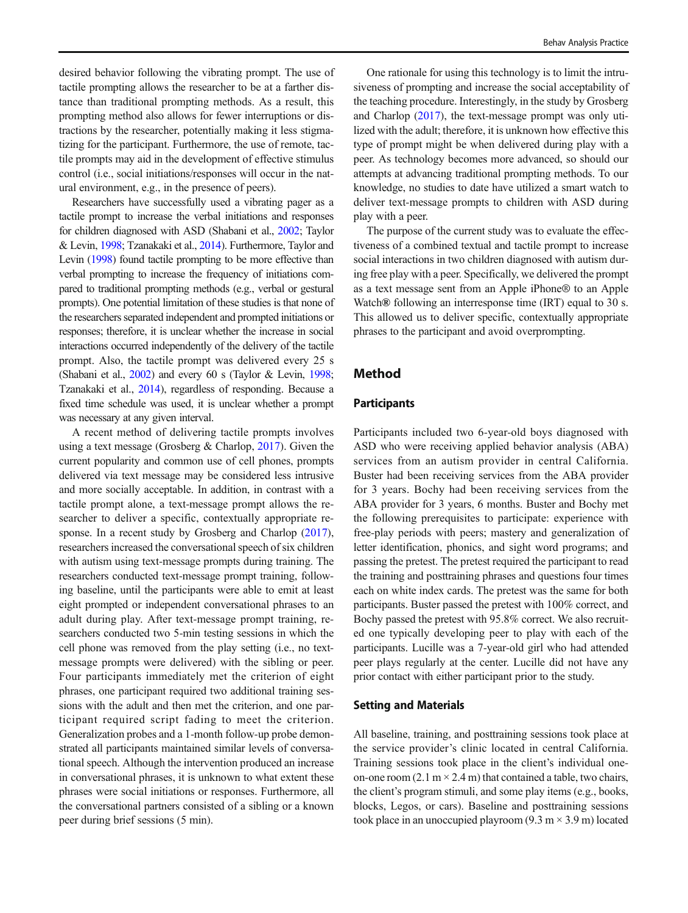desired behavior following the vibrating prompt. The use of tactile prompting allows the researcher to be at a farther distance than traditional prompting methods. As a result, this prompting method also allows for fewer interruptions or distractions by the researcher, potentially making it less stigmatizing for the participant. Furthermore, the use of remote, tactile prompts may aid in the development of effective stimulus control (i.e., social initiations/responses will occur in the natural environment, e.g., in the presence of peers).

Researchers have successfully used a vibrating pager as a tactile prompt to increase the verbal initiations and responses for children diagnosed with ASD (Shabani et al., 2002; Taylor & Levin, 1998; Tzanakaki et al., 2014). Furthermore, Taylor and Levin (1998) found tactile prompting to be more effective than verbal prompting to increase the frequency of initiations compared to traditional prompting methods (e.g., verbal or gestural prompts). One potential limitation of these studies is that none of the researchers separated independent and prompted initiations or responses; therefore, it is unclear whether the increase in social interactions occurred independently of the delivery of the tactile prompt. Also, the tactile prompt was delivered every 25 s (Shabani et al., 2002) and every 60 s (Taylor & Levin, 1998; Tzanakaki et al., 2014), regardless of responding. Because a fixed time schedule was used, it is unclear whether a prompt was necessary at any given interval.

A recent method of delivering tactile prompts involves using a text message (Grosberg & Charlop, 2017). Given the current popularity and common use of cell phones, prompts delivered via text message may be considered less intrusive and more socially acceptable. In addition, in contrast with a tactile prompt alone, a text-message prompt allows the researcher to deliver a specific, contextually appropriate response. In a recent study by Grosberg and Charlop (2017), researchers increased the conversational speech of six children with autism using text-message prompts during training. The researchers conducted text-message prompt training, following baseline, until the participants were able to emit at least eight prompted or independent conversational phrases to an adult during play. After text-message prompt training, researchers conducted two 5-min testing sessions in which the cell phone was removed from the play setting (i.e., no text-message prompts were delivered) with the sibling or peer. Four participants immediately met the criterion of eight phrases, one participant required two additional training sessions with the adult and then met the criterion, and one participant required script fading to meet the criterion. Generalization probes and a 1-month follow-up probe demonstrated all participants maintained similar levels of conversational speech. Although the intervention produced an increase in conversational phrases, it is unknown to what extent these phrases were social initiations or responses. Furthermore, all the conversational partners consisted of a sibling or a known peer during brief sessions (5 min).

One rationale for using this technology is to limit the intrusiveness of prompting and increase the social acceptability of the teaching procedure. Interestingly, in the study by Grosberg and Charlop (2017), the text-message prompt was only utilized with the adult; therefore, it is unknown how effective this type of prompt might be when delivered during play with a peer. As technology becomes more advanced, so should our attempts at advancing traditional prompting methods. To our knowledge, no studies to date have utilized a smart watch to deliver text-message prompts to children with ASD during play with a peer.

The purpose of the current study was to evaluate the effectiveness of a combined textual and tactile prompt to increase social interactions in two children diagnosed with autism during free play with a peer. Specifically, we delivered the prompt as a text message sent from an Apple iPhone® to an Apple Watch® following an interresponse time (IRT) equal to 30 s. This allowed us to deliver specific, contextually appropriate phrases to the participant and avoid overprompting.

## Method

### Participants

Participants included two 6-year-old boys diagnosed with ASD who were receiving applied behavior analysis (ABA) services from an autism provider in central California. Buster had been receiving services from the ABA provider for 3 years. Bochy had been receiving services from the ABA provider for 3 years, 6 months. Buster and Bochy met the following prerequisites to participate: experience with free-play periods with peers; mastery and generalization of letter identification, phonics, and sight word programs; and passing the pretest. The pretest required the participant to read the training and posttraining phrases and questions four times each on white index cards. The pretest was the same for both participants. Buster passed the pretest with 100% correct, and Bochy passed the pretest with 95.8% correct. We also recruited one typically developing peer to play with each of the participants. Lucille was a 7-year-old girl who had attended peer plays regularly at the center. Lucille did not have any prior contact with either participant prior to the study.

### Setting and Materials

All baseline, training, and posttraining sessions took place at the service provider's clinic located in central California. Training sessions took place in the client's individual one-on-one room (2.1 m × 2.4 m) that contained a table, two chairs, the client's program stimuli, and some play items (e.g., books, blocks, Legos, or cars). Baseline and posttraining sessions took place in an unoccupied playroom (9.3 m × 3.9 m) located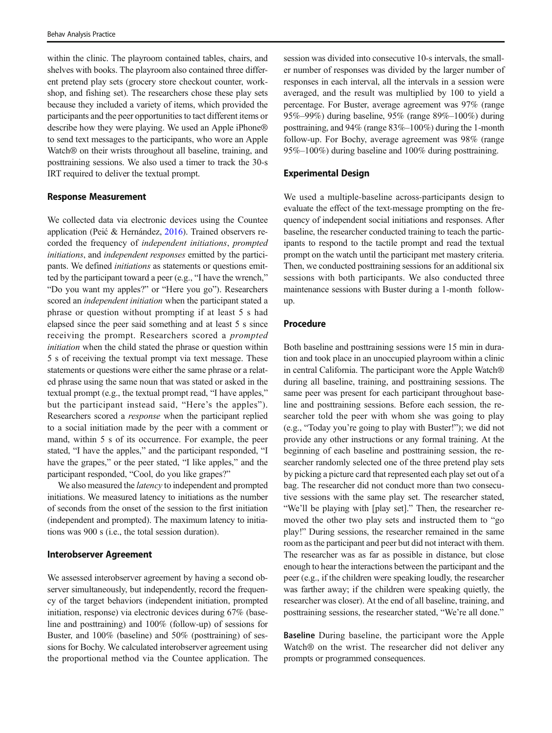within the clinic. The playroom contained tables, chairs, and shelves with books. The playroom also contained three different pretend play sets (grocery store checkout counter, workshop, and fishing set). The researchers chose these play sets because they included a variety of items, which provided the participants and the peer opportunities to tact different items or describe how they were playing. We used an Apple iPhone® to send text messages to the participants, who wore an Apple Watch® on their wrists throughout all baseline, training, and posttraining sessions. We also used a timer to track the 30-s IRT required to deliver the textual prompt.

### Response Measurement

We collected data via electronic devices using the Countee application (Peić & Hernández, 2016). Trained observers recorded the frequency of *independent initiations*, *prompted initiations*, and *independent responses* emitted by the participants. We defined *initiations* as statements or questions emitted by the participant toward a peer (e.g., "I have the wrench," "Do you want my apples?" or "Here you go"). Researchers scored an *independent initiation* when the participant stated a phrase or question without prompting if at least 5 s had elapsed since the peer said something and at least 5 s since receiving the prompt. Researchers scored a *prompted initiation* when the child stated the phrase or question within 5 s of receiving the textual prompt via text message. These statements or questions were either the same phrase or a related phrase using the same noun that was stated or asked in the textual prompt (e.g., the textual prompt read, "I have apples," but the participant instead said, "Here's the apples"). Researchers scored a *response* when the participant replied to a social initiation made by the peer with a comment or mand, within 5 s of its occurrence. For example, the peer stated, "I have the apples," and the participant responded, "I have the grapes," or the peer stated, "I like apples," and the participant responded, "Cool, do you like grapes?"

We also measured the *latency* to independent and prompted initiations. We measured latency to initiations as the number of seconds from the onset of the session to the first initiation (independent and prompted). The maximum latency to initiations was 900 s (i.e., the total session duration).

### Interobserver Agreement

We assessed interobserver agreement by having a second observer simultaneously, but independently, record the frequency of the target behaviors (independent initiation, prompted initiation, response) via electronic devices during 67% (baseline and posttraining) and 100% (follow-up) of sessions for Buster, and 100% (baseline) and 50% (posttraining) of sessions for Bochy. We calculated interobserver agreement using the proportional method via the Countee application. The session was divided into consecutive 10-s intervals, the smaller number of responses was divided by the larger number of responses in each interval, all the intervals in a session were averaged, and the result was multiplied by 100 to yield a percentage. For Buster, average agreement was 97% (range 95%–99%) during baseline, 95% (range 89%–100%) during posttraining, and 94% (range 83%–100%) during the 1-month follow-up. For Bochy, average agreement was 98% (range 95%–100%) during baseline and 100% during posttraining.

### Experimental Design

We used a multiple-baseline across-participants design to evaluate the effect of the text-message prompting on the frequency of independent social initiations and responses. After baseline, the researcher conducted training to teach the participants to respond to the tactile prompt and read the textual prompt on the watch until the participant met mastery criteria. Then, we conducted posttraining sessions for an additional six sessions with both participants. We also conducted three maintenance sessions with Buster during a 1-month follow-up.

### Procedure

Both baseline and posttraining sessions were 15 min in duration and took place in an unoccupied playroom within a clinic in central California. The participant wore the Apple Watch® during all baseline, training, and posttraining sessions. The same peer was present for each participant throughout baseline and posttraining sessions. Before each session, the researcher told the peer with whom she was going to play (e.g., "Today you're going to play with Buster!"); we did not provide any other instructions or any formal training. At the beginning of each baseline and posttraining session, the researcher randomly selected one of the three pretend play sets by picking a picture card that represented each play set out of a bag. The researcher did not conduct more than two consecutive sessions with the same play set. The researcher stated, "We'll be playing with [play set]." Then, the researcher removed the other two play sets and instructed them to "go play!" During sessions, the researcher remained in the same room as the participant and peer but did not interact with them. The researcher was as far as possible in distance, but close enough to hear the interactions between the participant and the peer (e.g., if the children were speaking loudly, the researcher was farther away; if the children were speaking quietly, the researcher was closer). At the end of all baseline, training, and posttraining sessions, the researcher stated, "We're all done."

**Baseline** During baseline, the participant wore the Apple Watch® on the wrist. The researcher did not deliver any prompts or programmed consequences.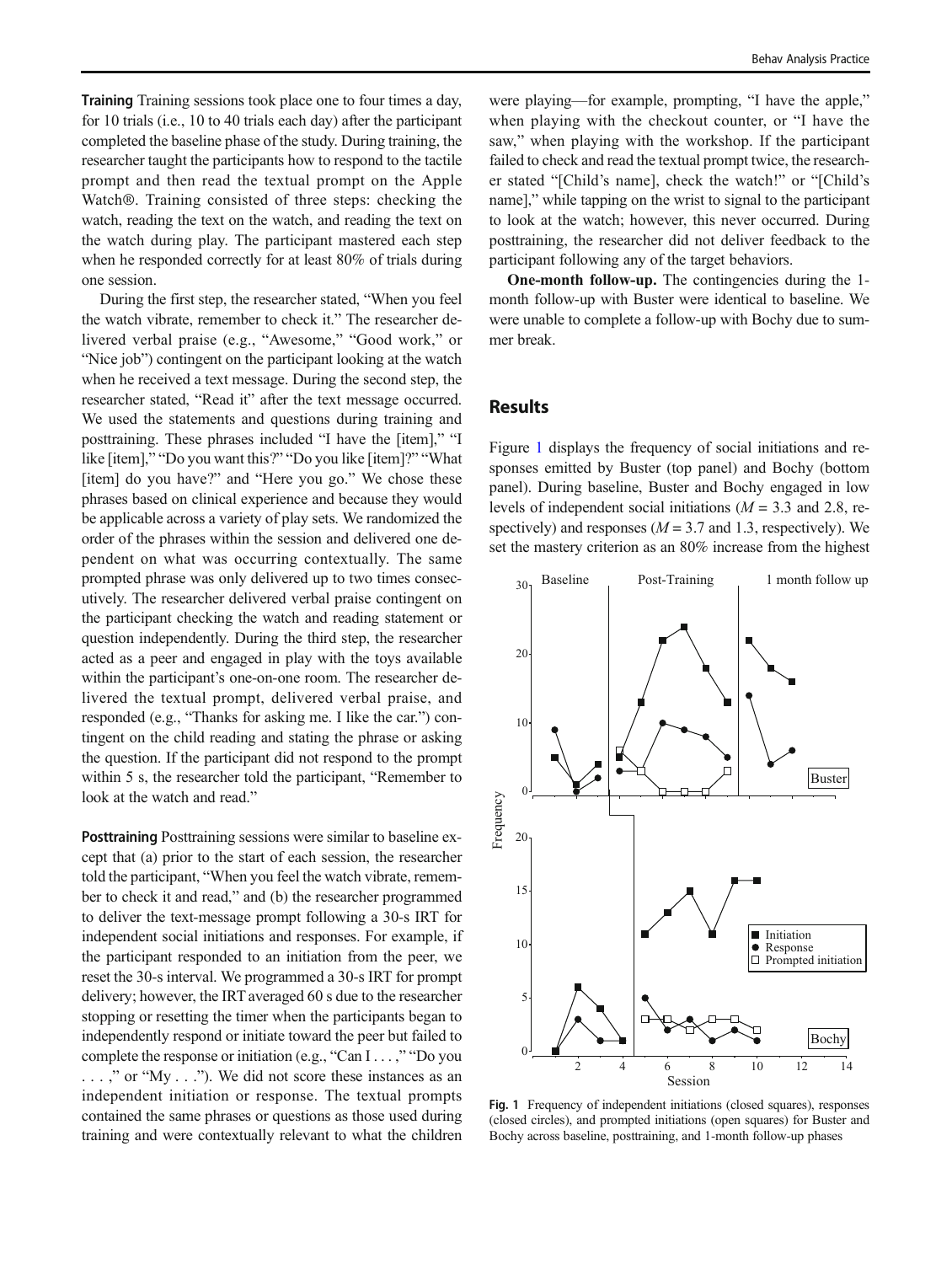**Training** Training sessions took place one to four times a day, for 10 trials (i.e., 10 to 40 trials each day) after the participant completed the baseline phase of the study. During training, the researcher taught the participants how to respond to the tactile prompt and then read the textual prompt on the Apple Watch®. Training consisted of three steps: checking the watch, reading the text on the watch, and reading the text on the watch during play. The participant mastered each step when he responded correctly for at least 80% of trials during one session.

During the first step, the researcher stated, "When you feel the watch vibrate, remember to check it." The researcher delivered verbal praise (e.g., "Awesome," "Good work," or "Nice job") contingent on the participant looking at the watch when he received a text message. During the second step, the researcher stated, "Read it" after the text message occurred. We used the statements and questions during training and posttraining. These phrases included "I have the [item]," "I like [item]," "Do you want this?" "Do you like [item]?" "What [item] do you have?" and "Here you go." We chose these phrases based on clinical experience and because they would be applicable across a variety of play sets. We randomized the order of the phrases within the session and delivered one dependent on what was occurring contextually. The same prompted phrase was only delivered up to two times consecutively. The researcher delivered verbal praise contingent on the participant checking the watch and reading statement or question independently. During the third step, the researcher acted as a peer and engaged in play with the toys available within the participant's one-on-one room. The researcher delivered the textual prompt, delivered verbal praise, and responded (e.g., "Thanks for asking me. I like the car.") contingent on the child reading and stating the phrase or asking the question. If the participant did not respond to the prompt within 5 s, the researcher told the participant, "Remember to look at the watch and read."

**Posttraining** Posttraining sessions were similar to baseline except that (a) prior to the start of each session, the researcher told the participant, "When you feel the watch vibrate, remember to check it and read," and (b) the researcher programmed to deliver the text-message prompt following a 30-s IRT for independent social initiations and responses. For example, if the participant responded to an initiation from the peer, we reset the 30-s interval. We programmed a 30-s IRT for prompt delivery; however, the IRT averaged 60 s due to the researcher stopping or resetting the timer when the participants began to independently respond or initiate toward the peer but failed to complete the response or initiation (e.g., "Can I . . . ," "Do you . . . ," or "My . . ."). We did not score these instances as an independent initiation or response. The textual prompts contained the same phrases or questions as those used during training and were contextually relevant to what the children were playing—for example, prompting, "I have the apple," when playing with the checkout counter, or "I have the saw," when playing with the workshop. If the participant failed to check and read the textual prompt twice, the researcher stated "[Child's name], check the watch!" or "[Child's name]," while tapping on the wrist to signal to the participant to look at the watch; however, this never occurred. During posttraining, the researcher did not deliver feedback to the participant following any of the target behaviors.

**One-month follow-up.** The contingencies during the 1-month follow-up with Buster were identical to baseline. We were unable to complete a follow-up with Bochy due to summer break.

## Results

Figure 1 displays the frequency of social initiations and responses emitted by Buster (top panel) and Bochy (bottom panel). During baseline, Buster and Bochy engaged in low levels of independent social initiations ($M = 3.3$ and 2.8, respectively) and responses ($M = 3.7$ and 1.3, respectively). We set the mastery criterion as an 80% increase from the highest

Baseline
Post-Training
1 month follow up
Buster
Bochy
Frequency
Session
Initiation
Response
Prompted initiation
0 10 20 30
0 5 10 15 20
2 4 6 8 10 12 14

Fig. 1 Frequency of independent initiations (closed squares), responses (closed circles), and prompted initiations (open squares) for Buster and Bochy across baseline, posttraining, and 1-month follow-up phases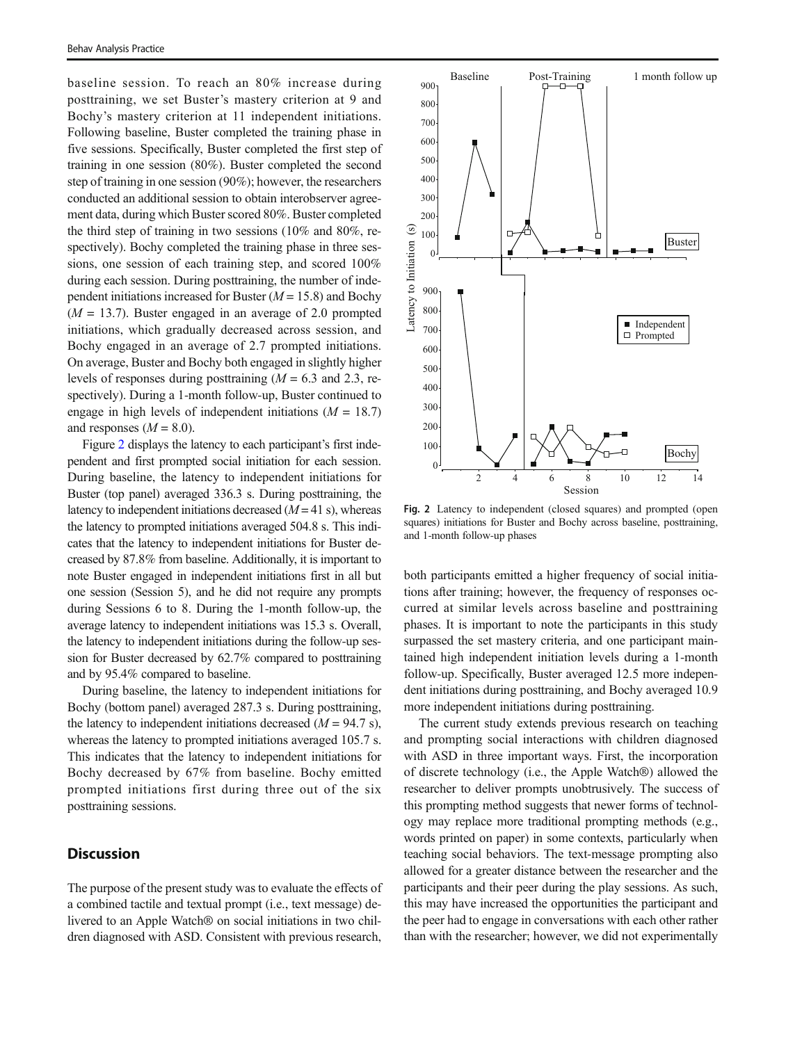baseline session. To reach an 80% increase during posttraining, we set Buster's mastery criterion at 9 and Bochy's mastery criterion at 11 independent initiations. Following baseline, Buster completed the training phase in five sessions. Specifically, Buster completed the first step of training in one session (80%). Buster completed the second step of training in one session (90%); however, the researchers conducted an additional session to obtain interobserver agreement data, during which Buster scored 80%. Buster completed the third step of training in two sessions (10% and 80%, respectively). Bochy completed the training phase in three sessions, one session of each training step, and scored 100% during each session. During posttraining, the number of independent initiations increased for Buster ($M = 15.8$) and Bochy ($M = 13.7$). Buster engaged in an average of 2.0 prompted initiations, which gradually decreased across session, and Bochy engaged in an average of 2.7 prompted initiations. On average, Buster and Bochy both engaged in slightly higher levels of responses during posttraining ($M = 6.3$ and 2.3, respectively). During a 1-month follow-up, Buster continued to engage in high levels of independent initiations ($M = 18.7$) and responses ($M = 8.0$).

Figure 2 displays the latency to each participant's first independent and first prompted social initiation for each session. During baseline, the latency to independent initiations for Buster (top panel) averaged 336.3 s. During posttraining, the latency to independent initiations decreased ($M = 41$ s), whereas the latency to prompted initiations averaged 504.8 s. This indicates that the latency to independent initiations for Buster decreased by 87.8% from baseline. Additionally, it is important to note Buster engaged in independent initiations first in all but one session (Session 5), and he did not require any prompts during Sessions 6 to 8. During the 1-month follow-up, the average latency to independent initiations was 15.3 s. Overall, the latency to independent initiations during the follow-up session for Buster decreased by 62.7% compared to posttraining and by 95.4% compared to baseline.

During baseline, the latency to independent initiations for Bochy (bottom panel) averaged 287.3 s. During posttraining, the latency to independent initiations decreased ($M = 94.7$ s), whereas the latency to prompted initiations averaged 105.7 s. This indicates that the latency to independent initiations for Bochy decreased by 67% from baseline. Bochy emitted prompted initiations first during three out of the six posttraining sessions.

**Fig. 2** Latency to independent (closed squares) and prompted (open squares) initiations for Buster and Bochy across baseline, posttraining, and 1-month follow-up phases

## Discussion

The purpose of the present study was to evaluate the effects of a combined tactile and textual prompt (i.e., text message) delivered to an Apple Watch® on social initiations in two children diagnosed with ASD. Consistent with previous research, both participants emitted a higher frequency of social initiations after training; however, the frequency of responses occurred at similar levels across baseline and posttraining phases. It is important to note the participants in this study surpassed the set mastery criteria, and one participant maintained high independent initiation levels during a 1-month follow-up. Specifically, Buster averaged 12.5 more independent initiations during posttraining, and Bochy averaged 10.9 more independent initiations during posttraining.

The current study extends previous research on teaching and prompting social interactions with children diagnosed with ASD in three important ways. First, the incorporation of discrete technology (i.e., the Apple Watch®) allowed the researcher to deliver prompts unobtrusively. The success of this prompting method suggests that newer forms of technology may replace more traditional prompting methods (e.g., words printed on paper) in some contexts, particularly when teaching social behaviors. The text-message prompting also allowed for a greater distance between the researcher and the participants and their peer during the play sessions. As such, this may have increased the opportunities the participant and the peer had to engage in conversations with each other rather than with the researcher; however, we did not experimentally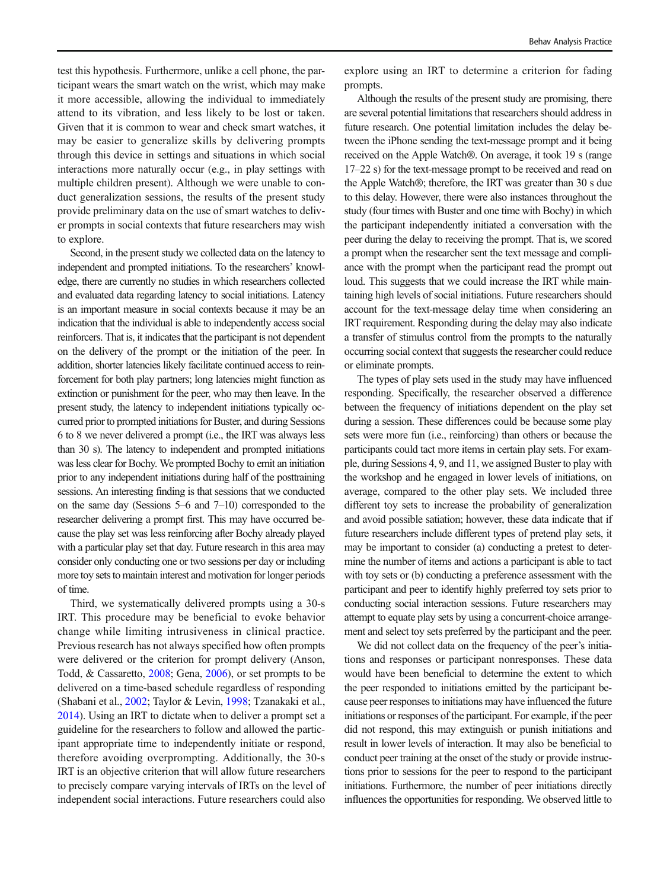test this hypothesis. Furthermore, unlike a cell phone, the participant wears the smart watch on the wrist, which may make it more accessible, allowing the individual to immediately attend to its vibration, and less likely to be lost or taken. Given that it is common to wear and check smart watches, it may be easier to generalize skills by delivering prompts through this device in settings and situations in which social interactions more naturally occur (e.g., in play settings with multiple children present). Although we were unable to conduct generalization sessions, the results of the present study provide preliminary data on the use of smart watches to deliver prompts in social contexts that future researchers may wish to explore.

Second, in the present study we collected data on the latency to independent and prompted initiations. To the researchers' knowledge, there are currently no studies in which researchers collected and evaluated data regarding latency to social initiations. Latency is an important measure in social contexts because it may be an indication that the individual is able to independently access social reinforcers. That is, it indicates that the participant is not dependent on the delivery of the prompt or the initiation of the peer. In addition, shorter latencies likely facilitate continued access to reinforcement for both play partners; long latencies might function as extinction or punishment for the peer, who may then leave. In the present study, the latency to independent initiations typically occurred prior to prompted initiations for Buster, and during Sessions 6 to 8 we never delivered a prompt (i.e., the IRT was always less than 30 s). The latency to independent and prompted initiations was less clear for Bochy. We prompted Bochy to emit an initiation prior to any independent initiations during half of the posttraining sessions. An interesting finding is that sessions that we conducted on the same day (Sessions 5–6 and 7–10) corresponded to the researcher delivering a prompt first. This may have occurred because the play set was less reinforcing after Bochy already played with a particular play set that day. Future research in this area may consider only conducting one or two sessions per day or including more toy sets to maintain interest and motivation for longer periods of time.

Third, we systematically delivered prompts using a 30-s IRT. This procedure may be beneficial to evoke behavior change while limiting intrusiveness in clinical practice. Previous research has not always specified how often prompts were delivered or the criterion for prompt delivery (Anson, Todd, & Cassaretto, 2008; Gena, 2006), or set prompts to be delivered on a time-based schedule regardless of responding (Shabani et al., 2002; Taylor & Levin, 1998; Tzanakaki et al., 2014). Using an IRT to dictate when to deliver a prompt set a guideline for the researchers to follow and allowed the participant appropriate time to independently initiate or respond, therefore avoiding overprompting. Additionally, the 30-s IRT is an objective criterion that will allow future researchers to precisely compare varying intervals of IRTs on the level of independent social interactions. Future researchers could also explore using an IRT to determine a criterion for fading prompts.

Although the results of the present study are promising, there are several potential limitations that researchers should address in future research. One potential limitation includes the delay between the iPhone sending the text-message prompt and it being received on the Apple Watch®. On average, it took 19 s (range 17–22 s) for the text-message prompt to be received and read on the Apple Watch®; therefore, the IRT was greater than 30 s due to this delay. However, there were also instances throughout the study (four times with Buster and one time with Bochy) in which the participant independently initiated a conversation with the peer during the delay to receiving the prompt. That is, we scored a prompt when the researcher sent the text message and compliance with the prompt when the participant read the prompt out loud. This suggests that we could increase the IRT while maintaining high levels of social initiations. Future researchers should account for the text-message delay time when considering an IRT requirement. Responding during the delay may also indicate a transfer of stimulus control from the prompts to the naturally occurring social context that suggests the researcher could reduce or eliminate prompts.

The types of play sets used in the study may have influenced responding. Specifically, the researcher observed a difference between the frequency of initiations dependent on the play set during a session. These differences could be because some play sets were more fun (i.e., reinforcing) than others or because the participants could tact more items in certain play sets. For example, during Sessions 4, 9, and 11, we assigned Buster to play with the workshop and he engaged in lower levels of initiations, on average, compared to the other play sets. We included three different toy sets to increase the probability of generalization and avoid possible satiation; however, these data indicate that if future researchers include different types of pretend play sets, it may be important to consider (a) conducting a pretest to determine the number of items and actions a participant is able to tact with toy sets or (b) conducting a preference assessment with the participant and peer to identify highly preferred toy sets prior to conducting social interaction sessions. Future researchers may attempt to equate play sets by using a concurrent-choice arrangement and select toy sets preferred by the participant and the peer.

We did not collect data on the frequency of the peer's initiations and responses or participant nonresponses. These data would have been beneficial to determine the extent to which the peer responded to initiations emitted by the participant because peer responses to initiations may have influenced the future initiations or responses of the participant. For example, if the peer did not respond, this may extinguish or punish initiations and result in lower levels of interaction. It may also be beneficial to conduct peer training at the onset of the study or provide instructions prior to sessions for the peer to respond to the participant initiations. Furthermore, the number of peer initiations directly influences the opportunities for responding. We observed little to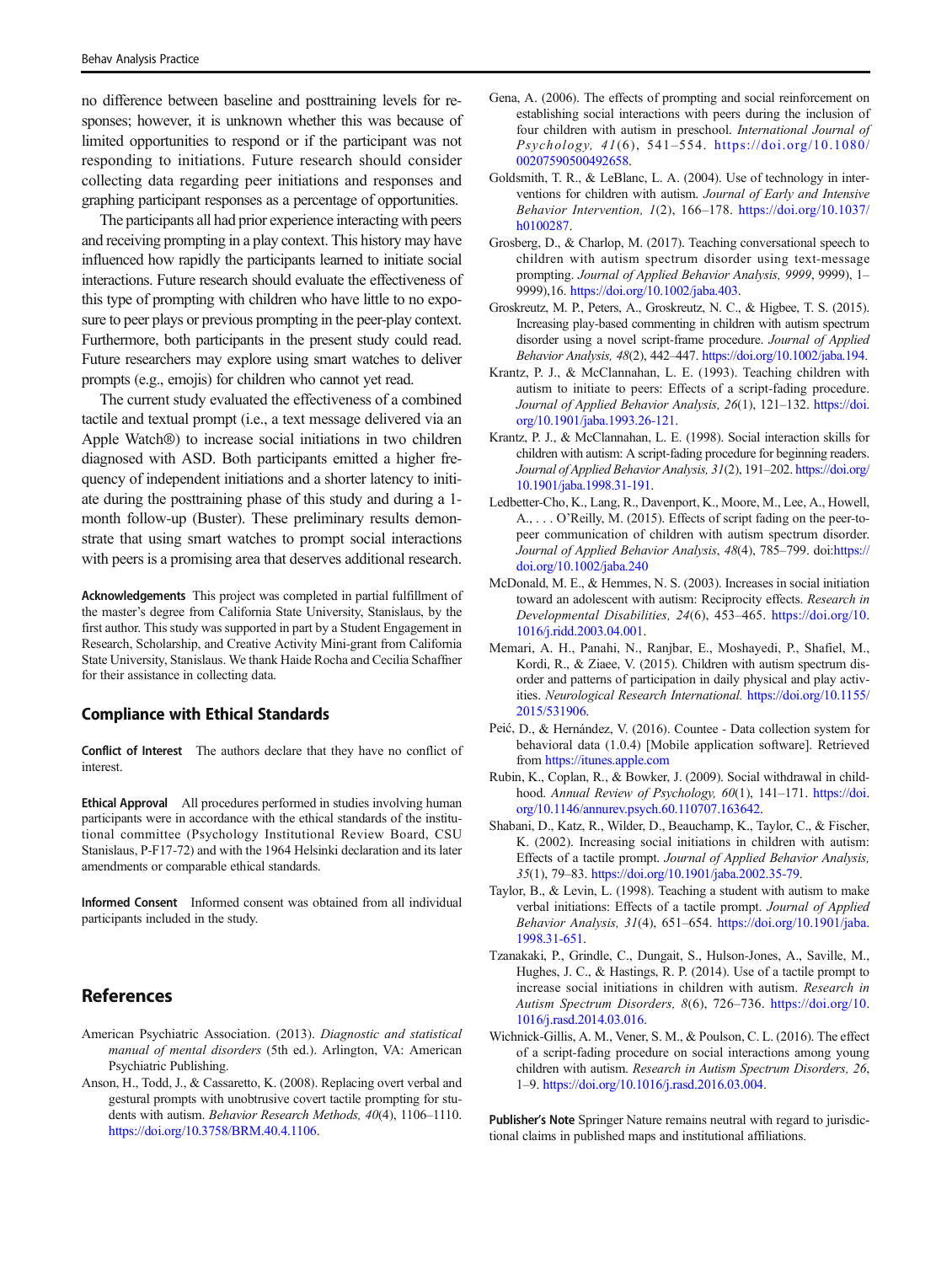no difference between baseline and posttraining levels for responses; however, it is unknown whether this was because of limited opportunities to respond or if the participant was not responding to initiations. Future research should consider collecting data regarding peer initiations and responses and graphing participant responses as a percentage of opportunities.

The participants all had prior experience interacting with peers and receiving prompting in a play context. This history may have influenced how rapidly the participants learned to initiate social interactions. Future research should evaluate the effectiveness of this type of prompting with children who have little to no exposure to peer plays or previous prompting in the peer-play context. Furthermore, both participants in the present study could read. Future researchers may explore using smart watches to deliver prompts (e.g., emojis) for children who cannot yet read.

The current study evaluated the effectiveness of a combined tactile and textual prompt (i.e., a text message delivered via an Apple Watch®) to increase social initiations in two children diagnosed with ASD. Both participants emitted a higher frequency of independent initiations and a shorter latency to initiate during the posttraining phase of this study and during a 1-month follow-up (Buster). These preliminary results demonstrate that using smart watches to prompt social interactions with peers is a promising area that deserves additional research.

**Acknowledgements** This project was completed in partial fulfillment of the master's degree from California State University, Stanislaus, by the first author. This study was supported in part by a Student Engagement in Research, Scholarship, and Creative Activity Mini-grant from California State University, Stanislaus. We thank Haide Rocha and Cecilia Schaffner for their assistance in collecting data.

## Compliance with Ethical Standards

**Conflict of Interest** The authors declare that they have no conflict of interest.

**Ethical Approval** All procedures performed in studies involving human participants were in accordance with the ethical standards of the institutional committee (Psychology Institutional Review Board, CSU Stanislaus, P-F17-72) and with the 1964 Helsinki declaration and its later amendments or comparable ethical standards.

**Informed Consent** Informed consent was obtained from all individual participants included in the study.

## References

American Psychiatric Association. (2013). *Diagnostic and statistical manual of mental disorders* (5th ed.). Arlington, VA: American Psychiatric Publishing.

Anson, H., Todd, J., & Cassaretto, K. (2008). Replacing overt verbal and gestural prompts with unobtrusive covert tactile prompting for students with autism. *Behavior Research Methods, 40*(4), 1106–1110. https://doi.org/10.3758/BRM.40.4.1106.

Gena, A. (2006). The effects of prompting and social reinforcement on establishing social interactions with peers during the inclusion of four children with autism in preschool. *International Journal of Psychology, 41*(6), 541–554. https://doi.org/10.1080/00207590500492658.

Goldsmith, T. R., & LeBlanc, L. A. (2004). Use of technology in interventions for children with autism. *Journal of Early and Intensive Behavior Intervention, 1*(2), 166–178. https://doi.org/10.1037/h0100287.

Grosberg, D., & Charlop, M. (2017). Teaching conversational speech to children with autism spectrum disorder using text-message prompting. *Journal of Applied Behavior Analysis, 9999*, 9999), 1–9999),16. https://doi.org/10.1002/jaba.403.

Groskreutz, M. P., Peters, A., Groskreutz, N. C., & Higbee, T. S. (2015). Increasing play-based commenting in children with autism spectrum disorder using a novel script-frame procedure. *Journal of Applied Behavior Analysis, 48*(2), 442–447. https://doi.org/10.1002/jaba.194.

Krantz, P. J., & McClannahan, L. E. (1993). Teaching children with autism to initiate to peers: Effects of a script-fading procedure. *Journal of Applied Behavior Analysis, 26*(1), 121–132. https://doi.org/10.1901/jaba.1993.26-121.

Krantz, P. J., & McClannahan, L. E. (1998). Social interaction skills for children with autism: A script-fading procedure for beginning readers. *Journal of Applied Behavior Analysis, 31*(2), 191–202. https://doi.org/10.1901/jaba.1998.31-191.

Ledbetter-Cho, K., Lang, R., Davenport, K., Moore, M., Lee, A., Howell, A., . . . O'Reilly, M. (2015). Effects of script fading on the peer-to-peer communication of children with autism spectrum disorder. *Journal of Applied Behavior Analysis*, *48*(4), 785–799. doi:https://doi.org/10.1002/jaba.240

McDonald, M. E., & Hemmes, N. S. (2003). Increases in social initiation toward an adolescent with autism: Reciprocity effects. *Research in Developmental Disabilities, 24*(6), 453–465. https://doi.org/10.1016/j.ridd.2003.04.001.

Memari, A. H., Panahi, N., Ranjbar, E., Moshayedi, P., Shafiel, M., Kordi, R., & Ziaee, V. (2015). Children with autism spectrum disorder and patterns of participation in daily physical and play activities. *Neurological Research International.* https://doi.org/10.1155/2015/531906.

Peić, D., & Hernández, V. (2016). Countee - Data collection system for behavioral data (1.0.4) [Mobile application software]. Retrieved from https://itunes.apple.com

Rubin, K., Coplan, R., & Bowker, J. (2009). Social withdrawal in childhood. *Annual Review of Psychology, 60*(1), 141–171. https://doi.org/10.1146/annurev.psych.60.110707.163642.

Shabani, D., Katz, R., Wilder, D., Beauchamp, K., Taylor, C., & Fischer, K. (2002). Increasing social initiations in children with autism: Effects of a tactile prompt. *Journal of Applied Behavior Analysis, 35*(1), 79–83. https://doi.org/10.1901/jaba.2002.35-79.

Taylor, B., & Levin, L. (1998). Teaching a student with autism to make verbal initiations: Effects of a tactile prompt. *Journal of Applied Behavior Analysis, 31*(4), 651–654. https://doi.org/10.1901/jaba.1998.31-651.

Tzanakaki, P., Grindle, C., Dungait, S., Hulson-Jones, A., Saville, M., Hughes, J. C., & Hastings, R. P. (2014). Use of a tactile prompt to increase social initiations in children with autism. *Research in Autism Spectrum Disorders, 8*(6), 726–736. https://doi.org/10.1016/j.rasd.2014.03.016.

Wichnick-Gillis, A. M., Vener, S. M., & Poulson, C. L. (2016). The effect of a script-fading procedure on social interactions among young children with autism. *Research in Autism Spectrum Disorders, 26*, 1–9. https://doi.org/10.1016/j.rasd.2016.03.004.

**Publisher's Note** Springer Nature remains neutral with regard to jurisdictional claims in published maps and institutional affiliations.